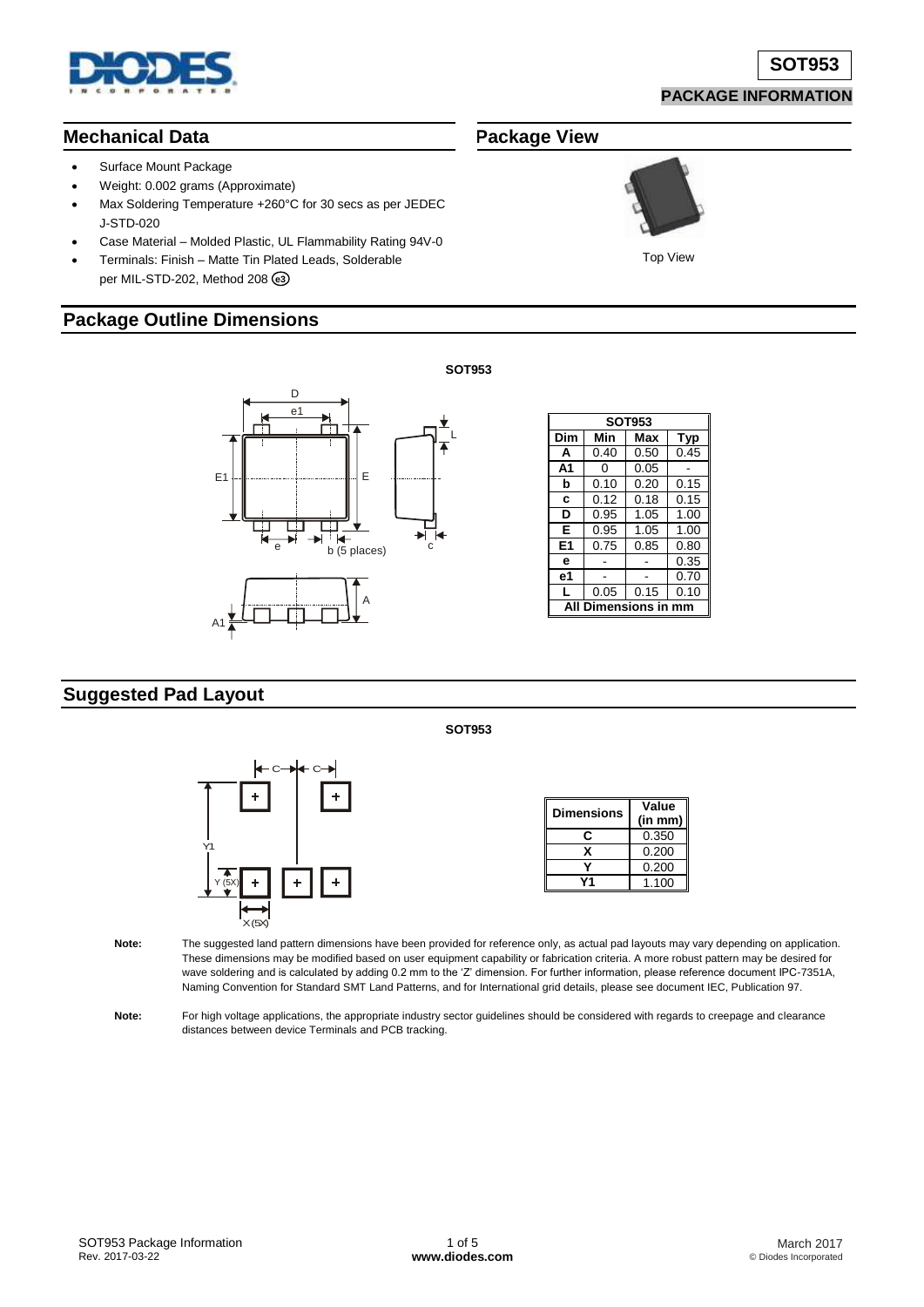# SOT953

**PACKAGE INFORMATION**

## Mechanical Data

- Surface Mount Package
- Weight: 0.002 grams (Approximate)
- Max Soldering Temperature +260°C for 30 secs as per JEDEC J-STD-020
- Case Material – Molded Plastic, UL Flammability Rating 94V-0
- Terminals: Finish – Matte Tin Plated Leads, Solderable per MIL-STD-202, Method 208 (e3)

## Package View

Top View

## Package Outline Dimensions

**SOT953**

| SOT953 | | | |
|---|---|---|---|
| **Dim** | **Min** | **Max** | **Typ** |
| **A** | 0.40 | 0.50 | 0.45 |
| **A1** | 0 | 0.05 | - |
| **b** | 0.10 | 0.20 | 0.15 |
| **c** | 0.12 | 0.18 | 0.15 |
| **D** | 0.95 | 1.05 | 1.00 |
| **E** | 0.95 | 1.05 | 1.00 |
| **E1** | 0.75 | 0.85 | 0.80 |
| **e** | - | - | 0.35 |
| **e1** | - | - | 0.70 |
| **L** | 0.05 | 0.15 | 0.10 |
| **All Dimensions in mm** | | | |

## Suggested Pad Layout

**SOT953**

| Dimensions | Value (in mm) |
|---|---|
| **C** | 0.350 |
| **X** | 0.200 |
| **Y** | 0.200 |
| **Y1** | 1.100 |

**Note:** The suggested land pattern dimensions have been provided for reference only, as actual pad layouts may vary depending on application. These dimensions may be modified based on user equipment capability or fabrication criteria. A more robust pattern may be desired for wave soldering and is calculated by adding 0.2 mm to the 'Z' dimension. For further information, please reference document IPC-7351A, Naming Convention for Standard SMT Land Patterns, and for International grid details, please see document IEC, Publication 97.

**Note:** For high voltage applications, the appropriate industry sector guidelines should be considered with regards to creepage and clearance distances between device Terminals and PCB tracking.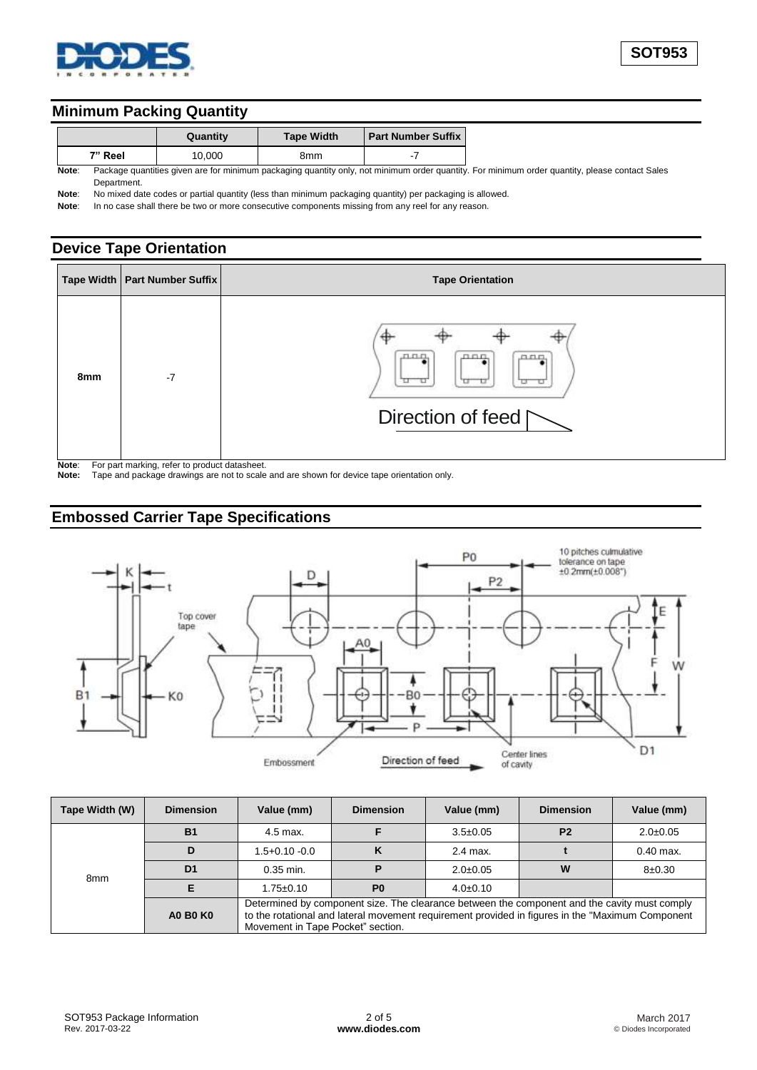## Minimum Packing Quantity

| | Quantity | Tape Width | Part Number Suffix |
|---|---|---|---|
| 7" Reel | 10,000 | 8mm | -7 |

**Note**: Package quantities given are for minimum packaging quantity only, not minimum order quantity. For minimum order quantity, please contact Sales Department.

**Note**: No mixed date codes or partial quantity (less than minimum packaging quantity) per packaging is allowed.

**Note**: In no case shall there be two or more consecutive components missing from any reel for any reason.

## Device Tape Orientation

| Tape Width | Part Number Suffix | Tape Orientation |
|---|---|---|
| 8mm | -7 | Direction of feed |

**Note**: For part marking, refer to product datasheet.

**Note**: Tape and package drawings are not to scale and are shown for device tape orientation only.

## Embossed Carrier Tape Specifications

10 pitches culmulative tolerance on tape ±0.2mm(±0.008")

Top cover tape

Embossment

Direction of feed

Center lines of cavity

| Tape Width (W) | Dimension | Value (mm) | Dimension | Value (mm) | Dimension | Value (mm) |
|---|---|---|---|---|---|---|
| 8mm | B1 | 4.5 max. | F | 3.5±0.05 | P2 | 2.0±0.05 |
| | D | 1.5+0.10 -0.0 | K | 2.4 max. | t | 0.40 max. |
| | D1 | 0.35 min. | P | 2.0±0.05 | W | 8±0.30 |
| | E | 1.75±0.10 | P0 | 4.0±0.10 | | |
| | A0 B0 K0 | Determined by component size. The clearance between the component and the cavity must comply to the rotational and lateral movement requirement provided in figures in the "Maximum Component Movement in Tape Pocket" section. | | | | |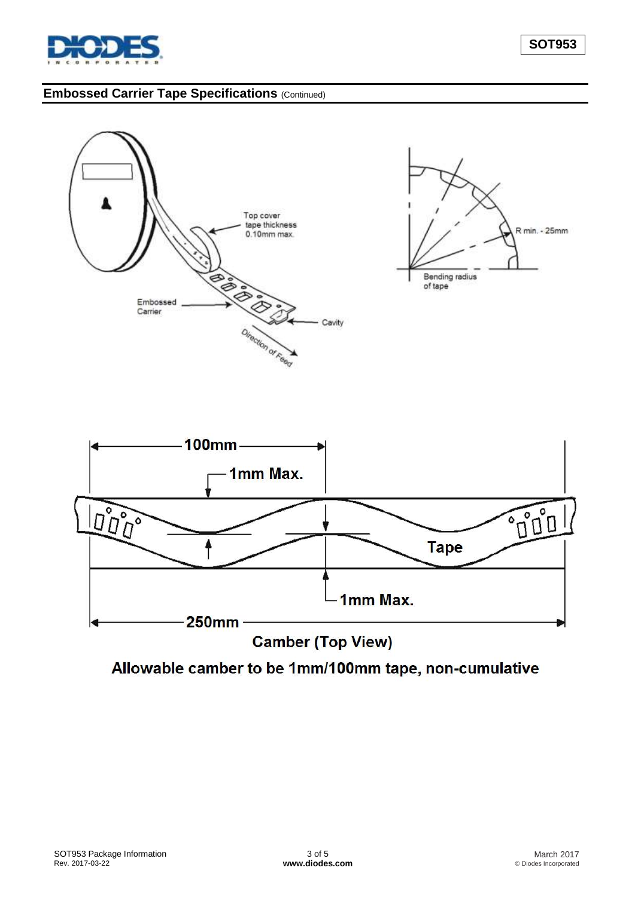## Embossed Carrier Tape Specifications (Continued)

Top cover tape thickness 0.10mm max.

Embossed Carrier

Cavity

Direction of Feed

R min. - 25mm

Bending radius of tape

100mm

1mm Max.

Tape

1mm Max.

250mm

**Camber (Top View)**

**Allowable camber to be 1mm/100mm tape, non-cumulative**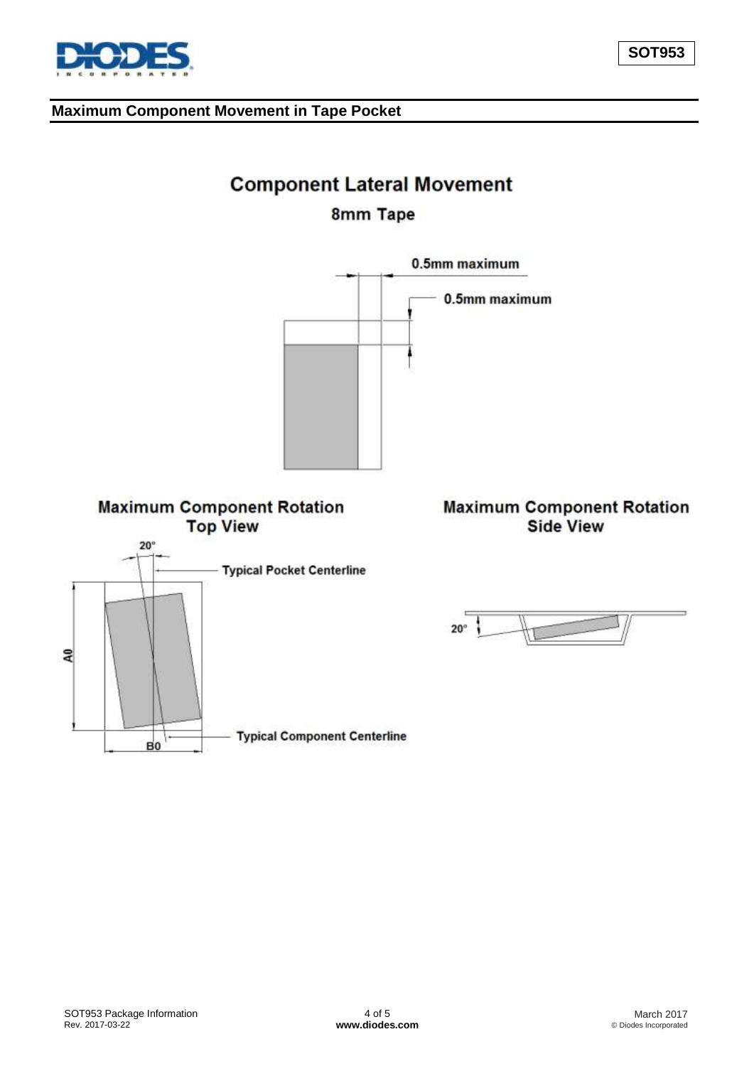## Maximum Component Movement in Tape Pocket

### Component Lateral Movement

8mm Tape

0.5mm maximum

0.5mm maximum

### Maximum Component Rotation Top View

20°

Typical Pocket Centerline

A0

B0

Typical Component Centerline

### Maximum Component Rotation Side View

20°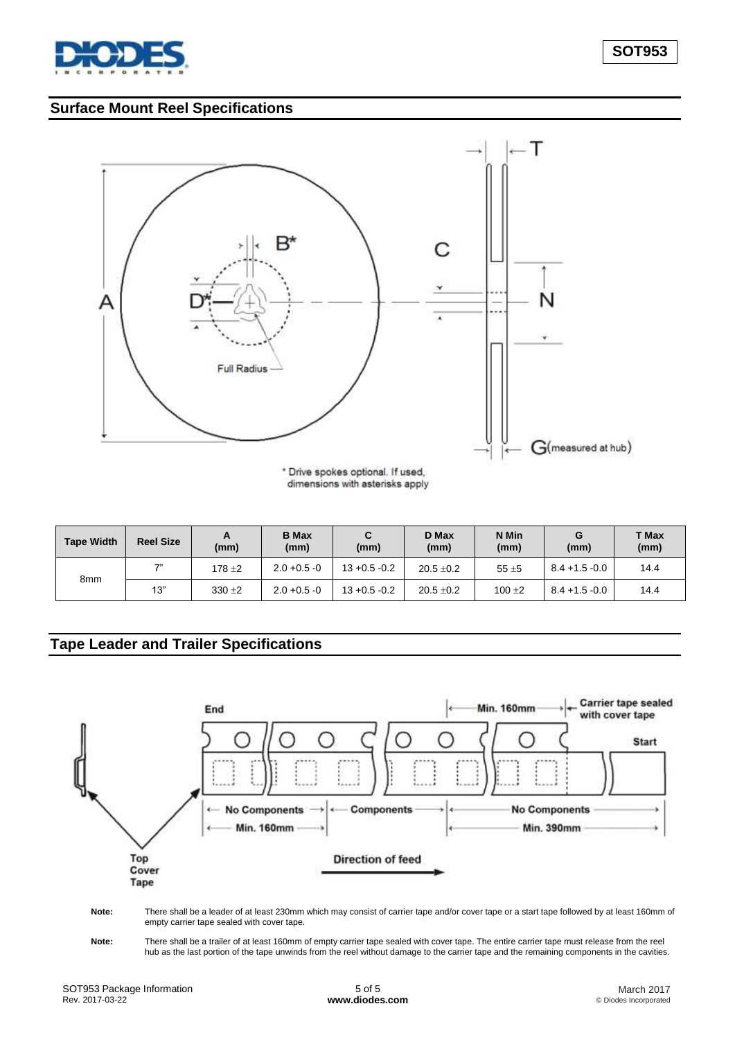## Surface Mount Reel Specifications

T

B*

C

A

D*

N

Full Radius

G(measured at hub)

\* Drive spokes optional. If used, dimensions with asterisks apply

| Tape Width | Reel Size | A (mm) | B Max (mm) | C (mm) | D Max (mm) | N Min (mm) | G (mm) | T Max (mm) |
|---|---|---|---|---|---|---|---|---|
| 8mm | 7" | 178 ±2 | 2.0 +0.5 -0 | 13 +0.5 -0.2 | 20.5 ±0.2 | 55 ±5 | 8.4 +1.5 -0.0 | 14.4 |
| | 13" | 330 ±2 | 2.0 +0.5 -0 | 13 +0.5 -0.2 | 20.5 ±0.2 | 100 ±2 | 8.4 +1.5 -0.0 | 14.4 |

## Tape Leader and Trailer Specifications

End

Min. 160mm

Carrier tape sealed with cover tape

Start

No Components

Components

No Components

Min. 160mm

Min. 390mm

Top Cover Tape

Direction of feed

**Note:** There shall be a leader of at least 230mm which may consist of carrier tape and/or cover tape or a start tape followed by at least 160mm of empty carrier tape sealed with cover tape.

**Note:** There shall be a trailer of at least 160mm of empty carrier tape sealed with cover tape. The entire carrier tape must release from the reel hub as the last portion of the tape unwinds from the reel without damage to the carrier tape and the remaining components in the cavities.